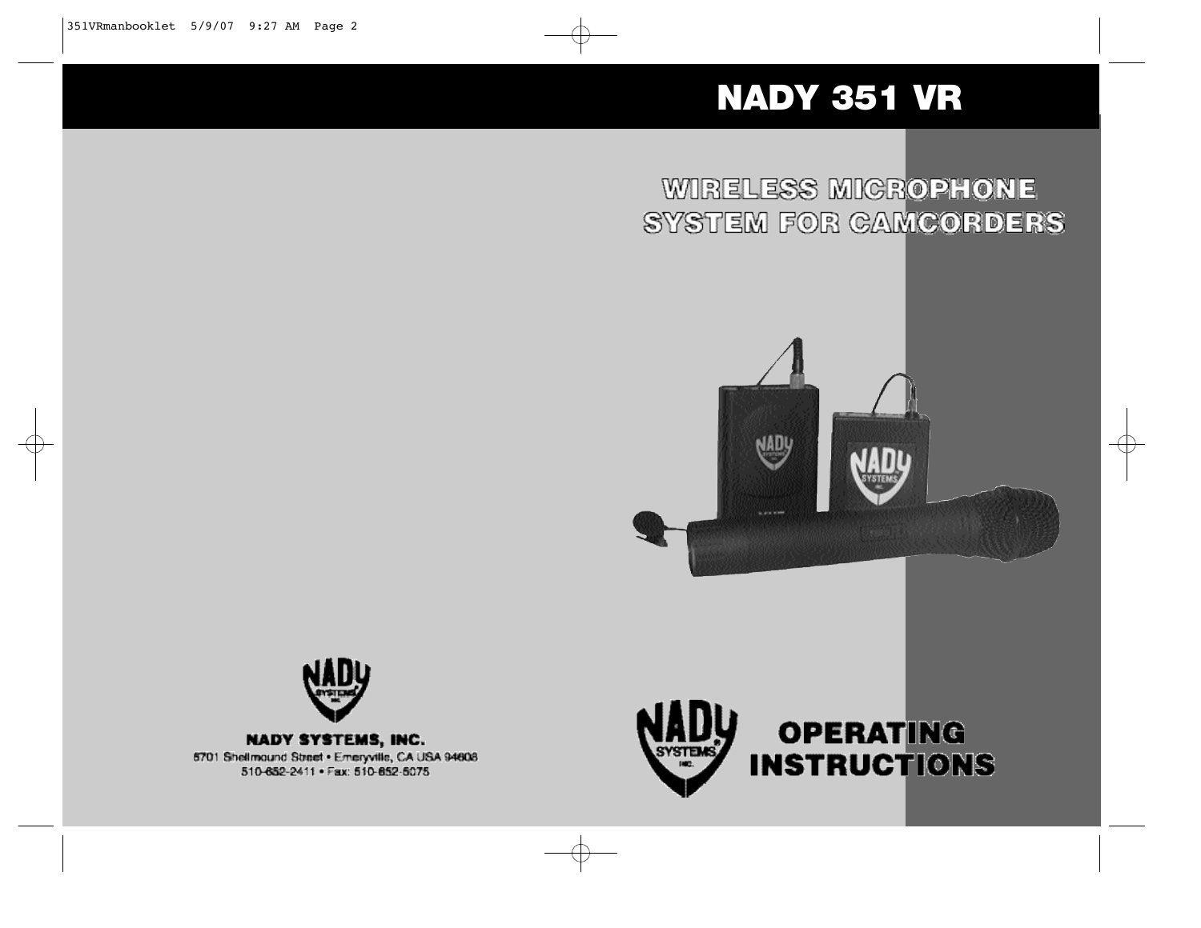# NADY 351 VR

## WIRELESS MICROPHONE SYSTEM FOR CAMCORDERS

**NADY SYSTEMS, INC.**
6701 Shellmound Street • Emeryville, CA USA 94608
510-652-2411 • Fax: 510-652-5075

## OPERATING INSTRUCTIONS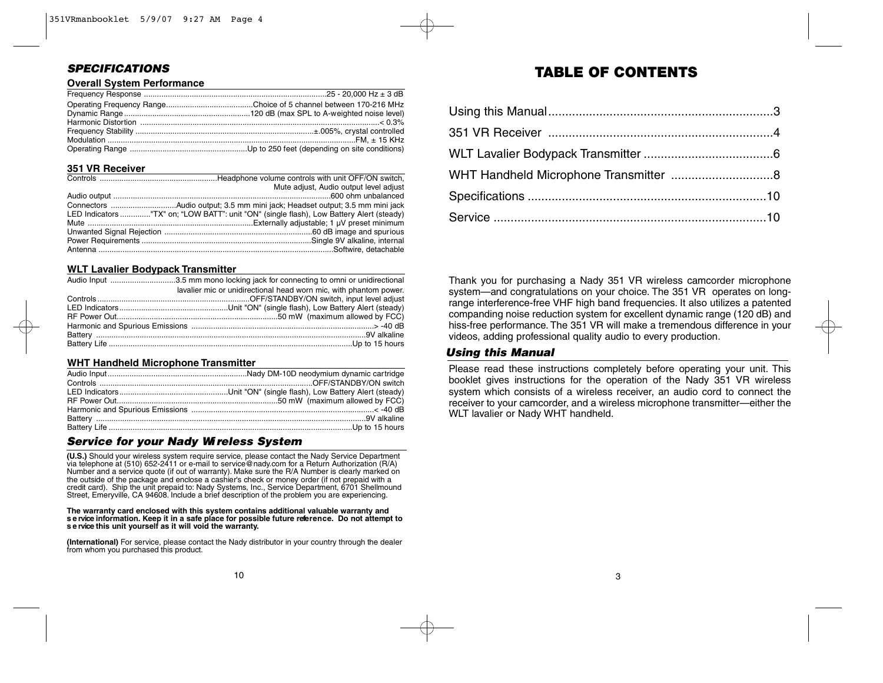## *SPECIFICATIONS*

### Overall System Performance

| | |
|---|---|
| Frequency Response | 25 - 20,000 Hz ± 3 dB |
| Operating Frequency Range | Choice of 5 channel between 170-216 MHz |
| Dynamic Range | 120 dB (max SPL to A-weighted noise level) |
| Harmonic Distortion | < 0.3% |
| Frequency Stability | ±.005%, crystal controlled |
| Modulation | FM, ± 15 KHz |
| Operating Range | Up to 250 feet (depending on site conditions) |

### 351 VR Receiver

| | |
|---|---|
| Controls | Headphone volume controls with unit OFF/ON switch, Mute adjust, Audio output level adjust |
| Audio output | 600 ohm unbalanced |
| Connectors | Audio output; 3.5 mm mini jack; Headset output; 3.5 mm mini jack |
| LED Indicators | "TX" on; "LOW BATT": unit "ON" (single flash), Low Battery Alert (steady) |
| Mute | Externally adjustable; 1 μV preset minimum |
| Unwanted Signal Rejection | 60 dB image and spurious |
| Power Requirements | Single 9V alkaline, internal |
| Antenna | Softwire, detachable |

### WLT Lavalier Bodypack Transmitter

| | |
|---|---|
| Audio Input | 3.5 mm mono locking jack for connecting to omni or unidirectional lavalier mic or unidirectional head worn mic, with phantom power. |
| Controls | OFF/STANDBY/ON switch, input level adjust |
| LED Indicators | Unit "ON" (single flash), Low Battery Alert (steady) |
| RF Power Out | 50 mW (maximum allowed by FCC) |
| Harmonic and Spurious Emissions | > -40 dB |
| Battery | 9V alkaline |
| Battery Life | Up to 15 hours |

### WHT Handheld Microphone Transmitter

| | |
|---|---|
| Audio Input | Nady DM-10D neodymium dynamic cartridge |
| Controls | OFF/STANDBY/ON switch |
| LED Indicators | Unit "ON" (single flash), Low Battery Alert (steady) |
| RF Power Out | 50 mW (maximum allowed by FCC) |
| Harmonic and Spurious Emissions | < -40 dB |
| Battery | 9V alkaline |
| Battery Life | Up to 15 hours |

## *Service for your Nady Wireless System*

**(U.S.)** Should your wireless system require service, please contact the Nady Service Department via telephone at (510) 652-2411 or e-mail to service@nady.com for a Return Authorization (R/A) Number and a service quote (if out of warranty). Make sure the R/A Number is clearly marked on the outside of the package and enclose a cashier's check or money order (if not prepaid with a credit card). Ship the unit prepaid to: Nady Systems, Inc., Service Department, 6701 Shellmound Street, Emeryville, CA 94608. Include a brief description of the problem you are experiencing.

**The warranty card enclosed with this system contains additional valuable warranty and service information. Keep it in a safe place for possible future reference. Do not attempt to service this unit yourself as it will void the warranty.**

**(International)** For service, please contact the Nady distributor in your country through the dealer from whom you purchased this product.

# TABLE OF CONTENTS

| | |
|---|---|
| Using this Manual | 3 |
| 351 VR Receiver | 4 |
| WLT Lavalier Bodypack Transmitter | 6 |
| WHT Handheld Microphone Transmitter | 8 |
| Specifications | 10 |
| Service | 10 |

Thank you for purchasing a Nady 351 VR wireless camcorder microphone system—and congratulations on your choice. The 351 VR operates on long-range interference-free VHF high band frequencies. It also utilizes a patented companding noise reduction system for excellent dynamic range (120 dB) and hiss-free performance. The 351 VR will make a tremendous difference in your videos, adding professional quality audio to every production.

## *Using this Manual*

Please read these instructions completely before operating your unit. This booklet gives instructions for the operation of the Nady 351 VR wireless system which consists of a wireless receiver, an audio cord to connect the receiver to your camcorder, and a wireless microphone transmitter—either the WLT lavalier or Nady WHT handheld.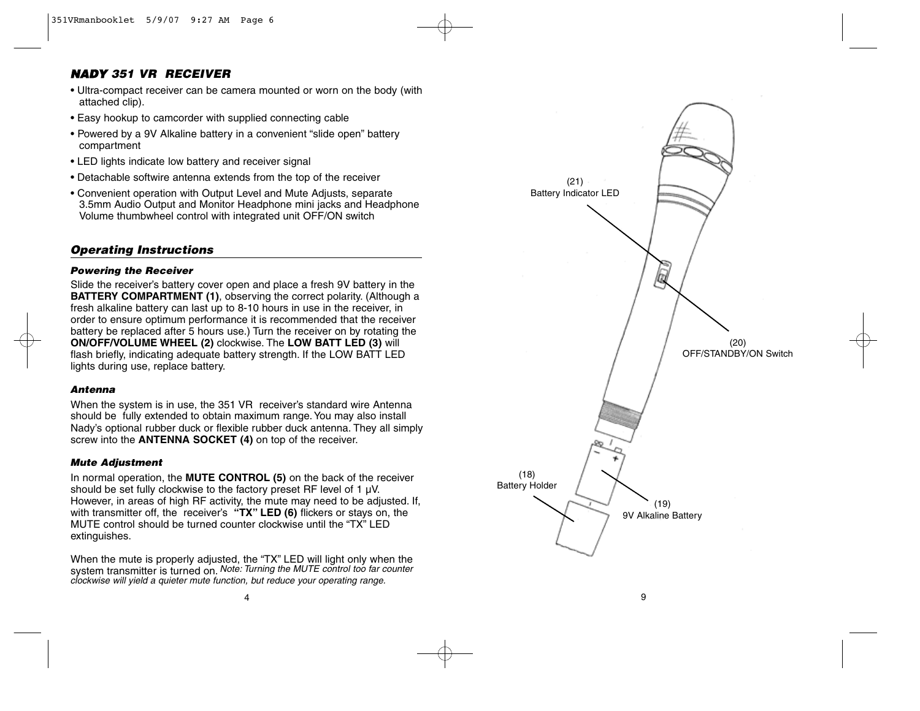## *NADY 351 VR RECEIVER*

- Ultra-compact receiver can be camera mounted or worn on the body (with attached clip).
- Easy hookup to camcorder with supplied connecting cable
- Powered by a 9V Alkaline battery in a convenient "slide open" battery compartment
- LED lights indicate low battery and receiver signal
- Detachable softwire antenna extends from the top of the receiver
- Convenient operation with Output Level and Mute Adjusts, separate 3.5mm Audio Output and Monitor Headphone mini jacks and Headphone Volume thumbwheel control with integrated unit OFF/ON switch

## *Operating Instructions*

### *Powering the Receiver*

Slide the receiver's battery cover open and place a fresh 9V battery in the **BATTERY COMPARTMENT (1)**, observing the correct polarity. (Although a fresh alkaline battery can last up to 8-10 hours in use in the receiver, in order to ensure optimum performance it is recommended that the receiver battery be replaced after 5 hours use.) Turn the receiver on by rotating the **ON/OFF/VOLUME WHEEL (2)** clockwise. The **LOW BATT LED (3)** will flash briefly, indicating adequate battery strength. If the LOW BATT LED lights during use, replace battery.

### *Antenna*

When the system is in use, the 351 VR receiver's standard wire Antenna should be fully extended to obtain maximum range. You may also install Nady's optional rubber duck or flexible rubber duck antenna. They all simply screw into the **ANTENNA SOCKET (4)** on top of the receiver.

### *Mute Adjustment*

In normal operation, the **MUTE CONTROL (5)** on the back of the receiver should be set fully clockwise to the factory preset RF level of 1 µV. However, in areas of high RF activity, the mute may need to be adjusted. If, with transmitter off, the receiver's **"TX" LED (6)** flickers or stays on, the MUTE control should be turned counter clockwise until the "TX" LED extinguishes.

When the mute is properly adjusted, the "TX" LED will light only when the system transmitter is turned on. *Note: Turning the MUTE control too far counter clockwise will yield a quieter mute function, but reduce your operating range.*

(21) Battery Indicator LED

(20) OFF/STANDBY/ON Switch

(18) Battery Holder

(19) 9V Alkaline Battery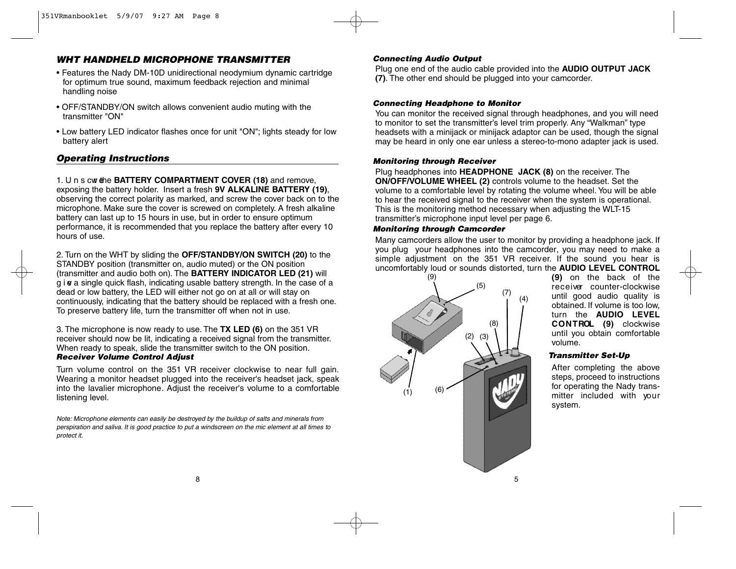## WHT HANDHELD MICROPHONE TRANSMITTER

- Features the Nady DM-10D unidirectional neodymium dynamic cartridge for optimum true sound, maximum feedback rejection and minimal handling noise
- OFF/STANDBY/ON switch allows convenient audio muting with the transmitter "ON"
- Low battery LED indicator flashes once for unit "ON"; lights steady for low battery alert

### Operating Instructions

1. Unscrew the **BATTERY COMPARTMENT COVER (18)** and remove, exposing the battery holder. Insert a fresh **9V ALKALINE BATTERY (19)**, observing the correct polarity as marked, and screw the cover back on to the microphone. Make sure the cover is screwed on completely. A fresh alkaline battery can last up to 15 hours in use, but in order to ensure optimum performance, it is recommended that you replace the battery after every 10 hours of use.

2. Turn on the WHT by sliding the **OFF/STANDBY/ON SWITCH (20)** to the STANDBY position (transmitter on, audio muted) or the ON position (transmitter and audio both on). The **BATTERY INDICATOR LED (21)** will give a single quick flash, indicating usable battery strength. In the case of a dead or low battery, the LED will either not go on at all or will stay on continuously, indicating that the battery should be replaced with a fresh one. To preserve battery life, turn the transmitter off when not in use.

3. The microphone is now ready to use. The **TX LED (6)** on the 351 VR receiver should now be lit, indicating a received signal from the transmitter. When ready to speak, slide the transmitter switch to the ON position.

#### Receiver Volume Control Adjust

Turn volume control on the 351 VR receiver clockwise to near full gain. Wearing a monitor headset plugged into the receiver's headset jack, speak into the lavalier microphone. Adjust the receiver's volume to a comfortable listening level.

*Note: Microphone elements can easily be destroyed by the buildup of salts and minerals from perspiration and saliva. It is good practice to put a windscreen on the mic element at all times to protect it.*

#### Connecting Audio Output

Plug one end of the audio cable provided into the **AUDIO OUTPUT JACK (7)**. The other end should be plugged into your camcorder.

#### Connecting Headphone to Monitor

You can monitor the received signal through headphones, and you will need to monitor to set the transmitter's level trim properly. Any "Walkman" type headsets with a minijack or minijack adaptor can be used, though the signal may be heard in only one ear unless a stereo-to-mono adapter jack is used.

#### Monitoring through Receiver

Plug headphones into **HEADPHONE JACK (8)** on the receiver. The **ON/OFF/VOLUME WHEEL (2)** controls volume to the headset. Set the volume to a comfortable level by rotating the volume wheel. You will be able to hear the received signal to the receiver when the system is operational. This is the monitoring method necessary when adjusting the WLT-15 transmitter's microphone input level per page 6.

#### Monitoring through Camcorder

Many camcorders allow the user to monitor by providing a headphone jack. If you plug your headphones into the camcorder, you may need to make a simple adjustment on the 351 VR receiver. If the sound you hear is uncomfortably loud or sounds distorted, turn the **AUDIO LEVEL CONTROL (9)** on the back of the receiver counter-clockwise until good audio quality is obtained. If volume is too low, turn the **AUDIO LEVEL CONTROL (9)** clockwise until you obtain comfortable volume.

(9) (5) (7) (4) (8) (2) (3) (1) (6)

#### Transmitter Set-Up

After completing the above steps, proceed to instructions for operating the Nady transmitter included with your system.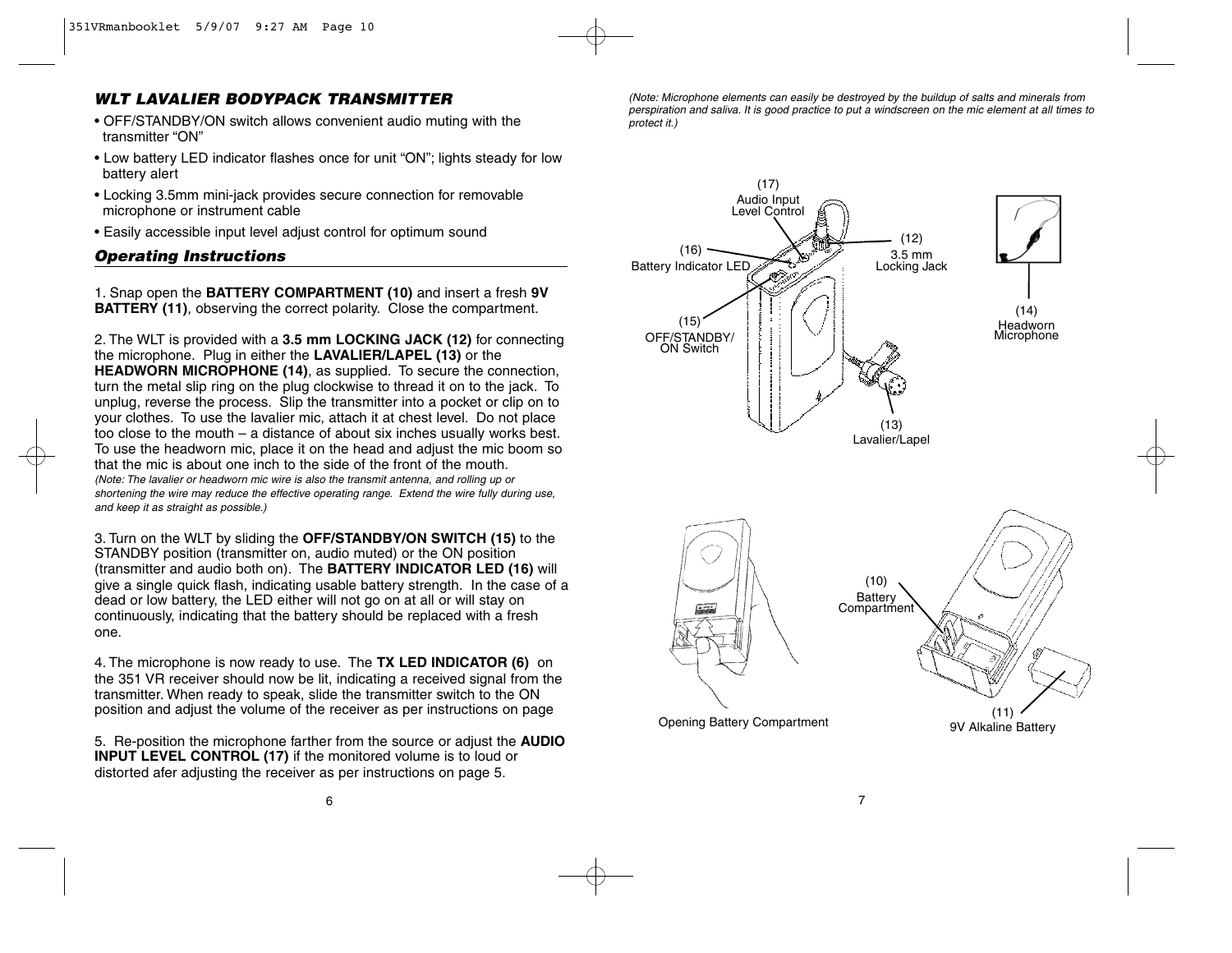## *WLT LAVALIER BODYPACK TRANSMITTER*

- OFF/STANDBY/ON switch allows convenient audio muting with the transmitter "ON"
- Low battery LED indicator flashes once for unit "ON"; lights steady for low battery alert
- Locking 3.5mm mini-jack provides secure connection for removable microphone or instrument cable
- Easily accessible input level adjust control for optimum sound

### *Operating Instructions*

1. Snap open the **BATTERY COMPARTMENT (10)** and insert a fresh **9V BATTERY (11)**, observing the correct polarity. Close the compartment.

2. The WLT is provided with a **3.5 mm LOCKING JACK (12)** for connecting the microphone. Plug in either the **LAVALIER/LAPEL (13)** or the **HEADWORN MICROPHONE (14)**, as supplied. To secure the connection, turn the metal slip ring on the plug clockwise to thread it on to the jack. To unplug, reverse the process. Slip the transmitter into a pocket or clip on to your clothes. To use the lavalier mic, attach it at chest level. Do not place too close to the mouth – a distance of about six inches usually works best. To use the headworn mic, place it on the head and adjust the mic boom so that the mic is about one inch to the side of the front of the mouth.
*(Note: The lavalier or headworn mic wire is also the transmit antenna, and rolling up or shortening the wire may reduce the effective operating range. Extend the wire fully during use, and keep it as straight as possible.)*

3. Turn on the WLT by sliding the **OFF/STANDBY/ON SWITCH (15)** to the STANDBY position (transmitter on, audio muted) or the ON position (transmitter and audio both on). The **BATTERY INDICATOR LED (16)** will give a single quick flash, indicating usable battery strength. In the case of a dead or low battery, the LED either will not go on at all or will stay on continuously, indicating that the battery should be replaced with a fresh one.

4. The microphone is now ready to use. The **TX LED INDICATOR (6)** on the 351 VR receiver should now be lit, indicating a received signal from the transmitter. When ready to speak, slide the transmitter switch to the ON position and adjust the volume of the receiver as per instructions on page

5. Re-position the microphone farther from the source or adjust the **AUDIO INPUT LEVEL CONTROL (17)** if the monitored volume is to loud or distorted afer adjusting the receiver as per instructions on page 5.

*(Note: Microphone elements can easily be destroyed by the buildup of salts and minerals from perspiration and saliva. It is good practice to put a windscreen on the mic element at all times to protect it.)*

(17) Audio Input Level Control
(16) Battery Indicator LED
(12) 3.5 mm Locking Jack
(15) OFF/STANDBY/ ON Switch
(14) Headworn Microphone
(13) Lavalier/Lapel

(10) Battery Compartment
Opening Battery Compartment
(11) 9V Alkaline Battery